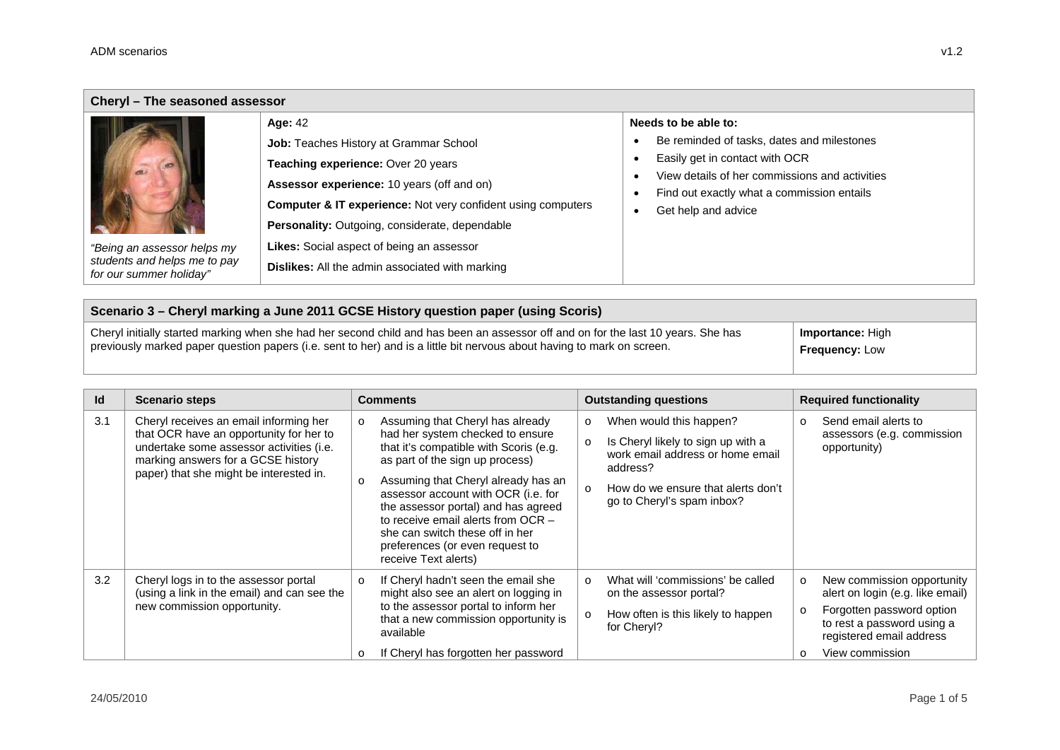## Cheryl – The seasoned assessor

*"Being an assessor helps my students and helps me to pay for our summer holiday"*

**Age:** 42

**Job:** Teaches History at Grammar School

**Teaching experience:** Over 20 years

**Assessor experience:** 10 years (off and on)

**Computer & IT experience:** Not very confident using computers

**Personality:** Outgoing, considerate, dependable

**Likes:** Social aspect of being an assessor

**Dislikes:** All the admin associated with marking

**Needs to be able to:**

- Be reminded of tasks, dates and milestones
- Easily get in contact with OCR
- View details of her commissions and activities
- Find out exactly what a commission entails
- Get help and advice

## Scenario 3 – Cheryl marking a June 2011 GCSE History question paper (using Scoris)

Cheryl initially started marking when she had her second child and has been an assessor off and on for the last 10 years. She has previously marked paper question papers (i.e. sent to her) and is a little bit nervous about having to mark on screen.

**Importance:** High
**Frequency:** Low

| Id | Scenario steps | Comments | Outstanding questions | Required functionality |
|---|---|---|---|---|
| 3.1 | Cheryl receives an email informing her that OCR have an opportunity for her to undertake some assessor activities (i.e. marking answers for a GCSE history paper) that she might be interested in. | o Assuming that Cheryl has already had her system checked to ensure that it's compatible with Scoris (e.g. as part of the sign up process)<br>o Assuming that Cheryl already has an assessor account with OCR (i.e. for the assessor portal) and has agreed to receive email alerts from OCR – she can switch these off in her preferences (or even request to receive Text alerts) | o When would this happen?<br>o Is Cheryl likely to sign up with a work email address or home email address?<br>o How do we ensure that alerts don't go to Cheryl's spam inbox? | o Send email alerts to assessors (e.g. commission opportunity) |
| 3.2 | Cheryl logs in to the assessor portal (using a link in the email) and can see the new commission opportunity. | o If Cheryl hadn't seen the email she might also see an alert on logging in to the assessor portal to inform her that a new commission opportunity is available<br>o If Cheryl has forgotten her password | o What will 'commissions' be called on the assessor portal?<br>o How often is this likely to happen for Cheryl? | o New commission opportunity alert on login (e.g. like email)<br>o Forgotten password option to rest a password using a registered email address<br>o View commission |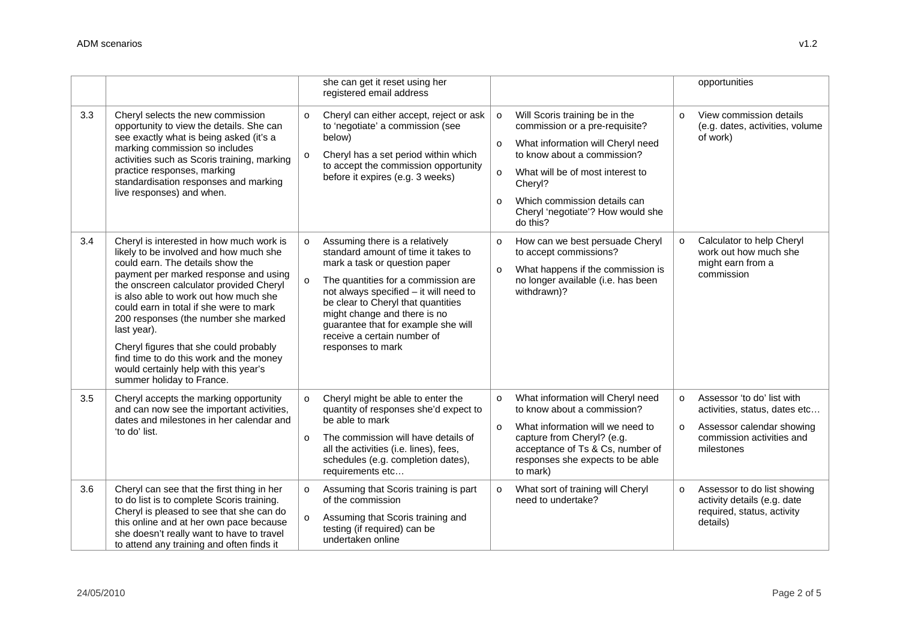| | | | | |
|---|---|---|---|---|
| | | she can get it reset using her registered email address | | opportunities |
| 3.3 | Cheryl selects the new commission opportunity to view the details. She can see exactly what is being asked (it's a marking commission so includes activities such as Scoris training, marking practice responses, marking standardisation responses and marking live responses) and when. | o Cheryl can either accept, reject or ask to 'negotiate' a commission (see below)<br>o Cheryl has a set period within which to accept the commission opportunity before it expires (e.g. 3 weeks) | o Will Scoris training be in the commission or a pre-requisite?<br>o What information will Cheryl need to know about a commission?<br>o What will be of most interest to Cheryl?<br>o Which commission details can Cheryl 'negotiate'? How would she do this? | o View commission details (e.g. dates, activities, volume of work) |
| 3.4 | Cheryl is interested in how much work is likely to be involved and how much she could earn. The details show the payment per marked response and using the onscreen calculator provided Cheryl is also able to work out how much she could earn in total if she were to mark 200 responses (the number she marked last year).<br>Cheryl figures that she could probably find time to do this work and the money would certainly help with this year's summer holiday to France. | o Assuming there is a relatively standard amount of time it takes to mark a task or question paper<br>o The quantities for a commission are not always specified – it will need to be clear to Cheryl that quantities might change and there is no guarantee that for example she will receive a certain number of responses to mark | o How can we best persuade Cheryl to accept commissions?<br>o What happens if the commission is no longer available (i.e. has been withdrawn)? | o Calculator to help Cheryl work out how much she might earn from a commission |
| 3.5 | Cheryl accepts the marking opportunity and can now see the important activities, dates and milestones in her calendar and 'to do' list. | o Cheryl might be able to enter the quantity of responses she'd expect to be able to mark<br>o The commission will have details of all the activities (i.e. lines), fees, schedules (e.g. completion dates), requirements etc… | o What information will Cheryl need to know about a commission?<br>o What information will we need to capture from Cheryl? (e.g. acceptance of Ts & Cs, number of responses she expects to be able to mark) | o Assessor 'to do' list with activities, status, dates etc…<br>o Assessor calendar showing commission activities and milestones |
| 3.6 | Cheryl can see that the first thing in her to do list is to complete Scoris training. Cheryl is pleased to see that she can do this online and at her own pace because she doesn't really want to have to travel to attend any training and often finds it | o Assuming that Scoris training is part of the commission<br>o Assuming that Scoris training and testing (if required) can be undertaken online | o What sort of training will Cheryl need to undertake? | o Assessor to do list showing activity details (e.g. date required, status, activity details) |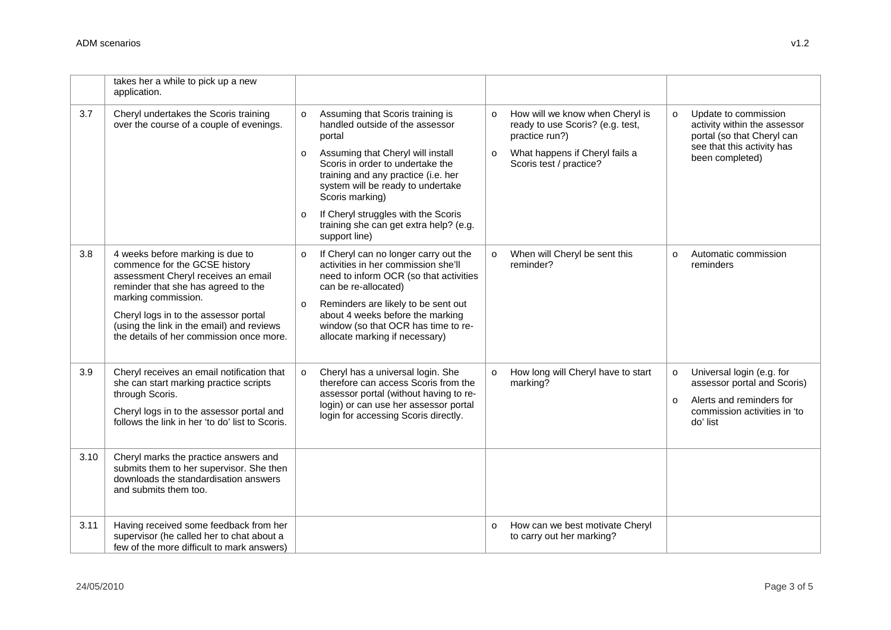| | | | | |
|---|---|---|---|---|
| | takes her a while to pick up a new application. | | | |
| 3.7 | Cheryl undertakes the Scoris training over the course of a couple of evenings. | o Assuming that Scoris training is handled outside of the assessor portal<br>o Assuming that Cheryl will install Scoris in order to undertake the training and any practice (i.e. her system will be ready to undertake Scoris marking)<br>o If Cheryl struggles with the Scoris training she can get extra help? (e.g. support line) | o How will we know when Cheryl is ready to use Scoris? (e.g. test, practice run?)<br>o What happens if Cheryl fails a Scoris test / practice? | o Update to commission activity within the assessor portal (so that Cheryl can see that this activity has been completed) |
| 3.8 | 4 weeks before marking is due to commence for the GCSE history assessment Cheryl receives an email reminder that she has agreed to the marking commission.<br>Cheryl logs in to the assessor portal (using the link in the email) and reviews the details of her commission once more. | o If Cheryl can no longer carry out the activities in her commission she'll need to inform OCR (so that activities can be re-allocated)<br>o Reminders are likely to be sent out about 4 weeks before the marking window (so that OCR has time to re-allocate marking if necessary) | o When will Cheryl be sent this reminder? | o Automatic commission reminders |
| 3.9 | Cheryl receives an email notification that she can start marking practice scripts through Scoris.<br>Cheryl logs in to the assessor portal and follows the link in her 'to do' list to Scoris. | o Cheryl has a universal login. She therefore can access Scoris from the assessor portal (without having to re-login) or can use her assessor portal login for accessing Scoris directly. | o How long will Cheryl have to start marking? | o Universal login (e.g. for assessor portal and Scoris)<br>o Alerts and reminders for commission activities in 'to do' list |
| 3.10 | Cheryl marks the practice answers and submits them to her supervisor. She then downloads the standardisation answers and submits them too. | | | |
| 3.11 | Having received some feedback from her supervisor (he called her to chat about a few of the more difficult to mark answers) | | o How can we best motivate Cheryl to carry out her marking? | |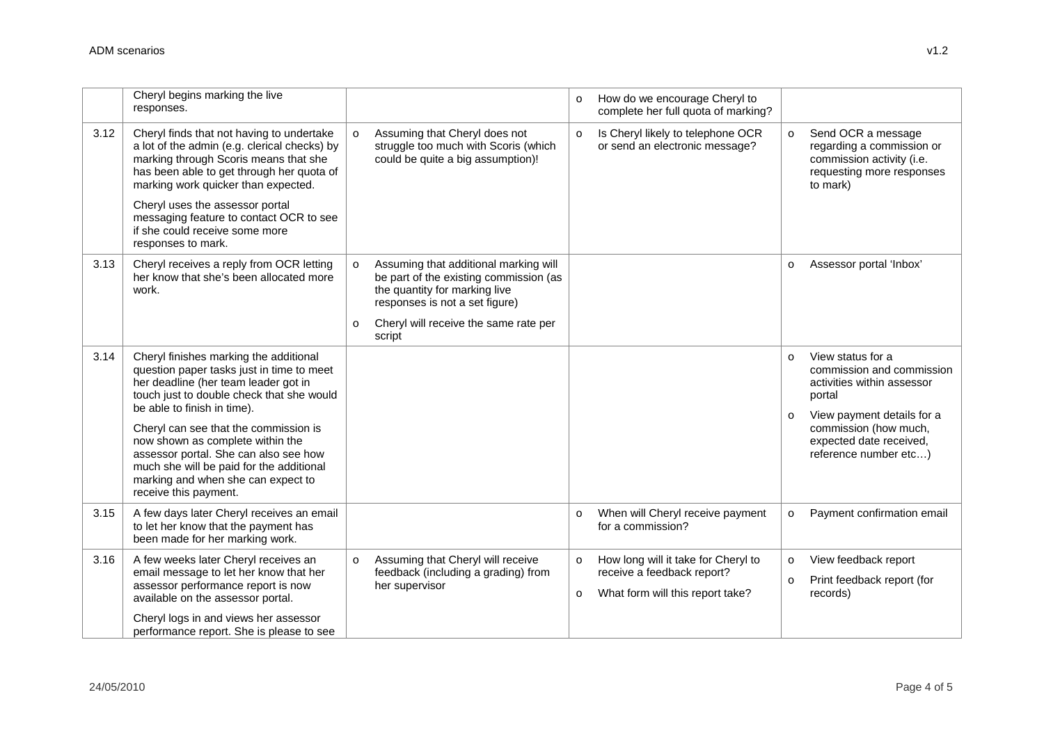| | | | | |
|---|---|---|---|---|
| | Cheryl begins marking the live responses. | | How do we encourage Cheryl to complete her full quota of marking? | |
| 3.12 | Cheryl finds that not having to undertake a lot of the admin (e.g. clerical checks) by marking through Scoris means that she has been able to get through her quota of marking work quicker than expected.<br><br>Cheryl uses the assessor portal messaging feature to contact OCR to see if she could receive some more responses to mark. | Assuming that Cheryl does not struggle too much with Scoris (which could be quite a big assumption)! | Is Cheryl likely to telephone OCR or send an electronic message? | Send OCR a message regarding a commission or commission activity (i.e. requesting more responses to mark) |
| 3.13 | Cheryl receives a reply from OCR letting her know that she's been allocated more work. | Assuming that additional marking will be part of the existing commission (as the quantity for marking live responses is not a set figure)<br><br>Cheryl will receive the same rate per script | | Assessor portal 'Inbox' |
| 3.14 | Cheryl finishes marking the additional question paper tasks just in time to meet her deadline (her team leader got in touch just to double check that she would be able to finish in time).<br><br>Cheryl can see that the commission is now shown as complete within the assessor portal. She can also see how much she will be paid for the additional marking and when she can expect to receive this payment. | | | View status for a commission and commission activities within assessor portal<br><br>View payment details for a commission (how much, expected date received, reference number etc…) |
| 3.15 | A few days later Cheryl receives an email to let her know that the payment has been made for her marking work. | | When will Cheryl receive payment for a commission? | Payment confirmation email |
| 3.16 | A few weeks later Cheryl receives an email message to let her know that her assessor performance report is now available on the assessor portal.<br><br>Cheryl logs in and views her assessor performance report. She is please to see | Assuming that Cheryl will receive feedback (including a grading) from her supervisor | How long will it take for Cheryl to receive a feedback report?<br><br>What form will this report take? | View feedback report<br><br>Print feedback report (for records) |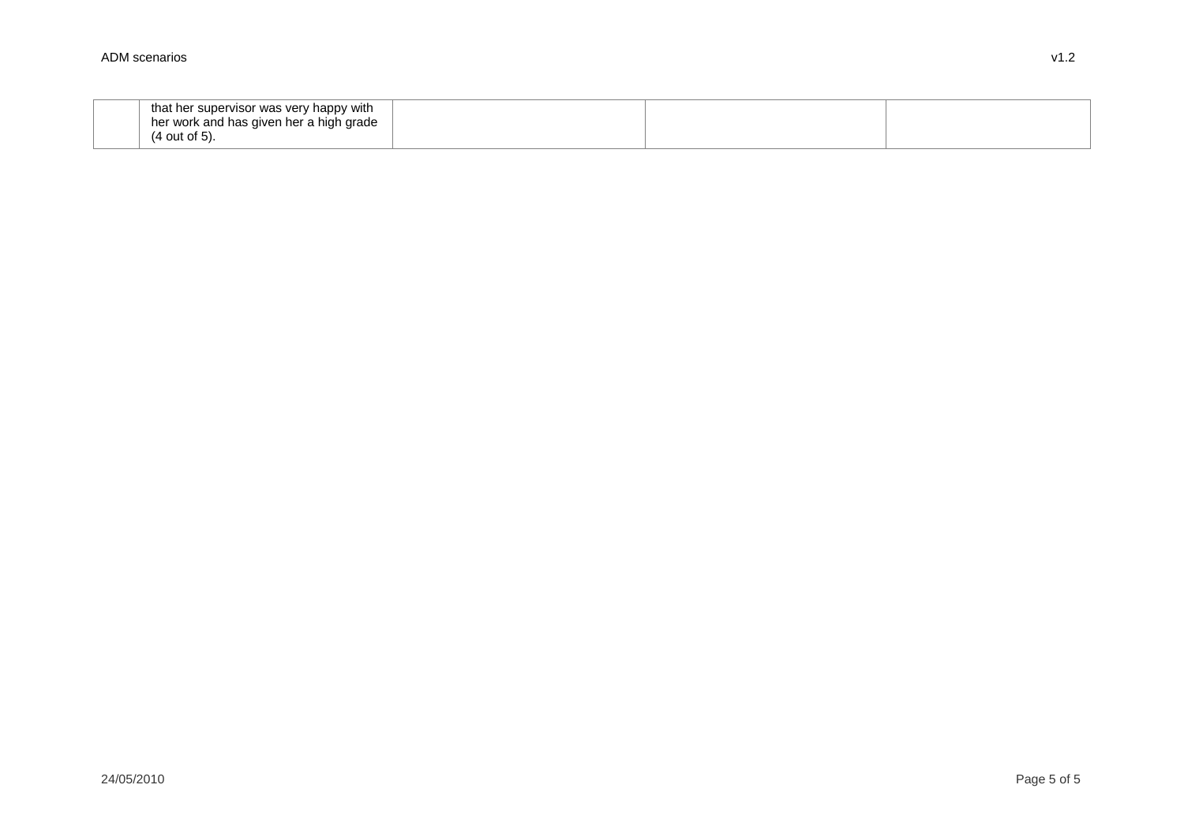| | | | | |
|---|---|---|---|---|
| | that her supervisor was very happy with her work and has given her a high grade (4 out of 5). | | | |